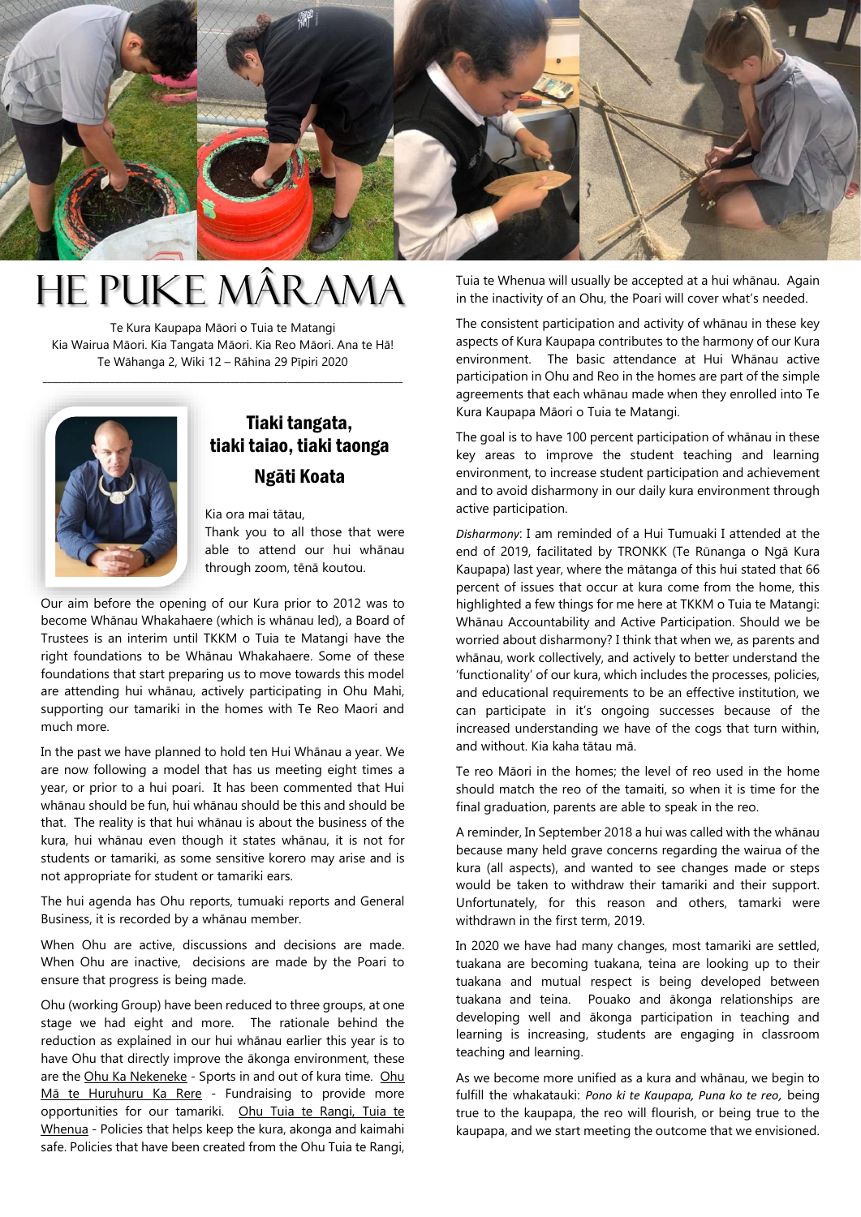# HE PUKE MÂRAMA

Te Kura Kaupapa Māori o Tuia te Matangi
Kia Wairua Māori. Kia Tangata Māori. Kia Reo Māori. Ana te Hā!
Te Wāhanga 2, Wiki 12 – Rāhina 29 Pīpiri 2020

## Tiaki tangata, tiaki taiao, tiaki taonga

## Ngāti Koata

Kia ora mai tātau,

Thank you to all those that were able to attend our hui whānau through zoom, tēnā koutou.

Our aim before the opening of our Kura prior to 2012 was to become Whānau Whakahaere (which is whānau led), a Board of Trustees is an interim until TKKM o Tuia te Matangi have the right foundations to be Whānau Whakahaere. Some of these foundations that start preparing us to move towards this model are attending hui whānau, actively participating in Ohu Mahi, supporting our tamariki in the homes with Te Reo Maori and much more.

In the past we have planned to hold ten Hui Whānau a year. We are now following a model that has us meeting eight times a year, or prior to a hui poari. It has been commented that Hui whānau should be fun, hui whānau should be this and should be that. The reality is that hui whānau is about the business of the kura, hui whānau even though it states whānau, it is not for students or tamariki, as some sensitive korero may arise and is not appropriate for student or tamariki ears.

The hui agenda has Ohu reports, tumuaki reports and General Business, it is recorded by a whānau member.

When Ohu are active, discussions and decisions are made. When Ohu are inactive, decisions are made by the Poari to ensure that progress is being made.

Ohu (working Group) have been reduced to three groups, at one stage we had eight and more. The rationale behind the reduction as explained in our hui whānau earlier this year is to have Ohu that directly improve the ākonga environment, these are the Ohu Ka Nekeneke - Sports in and out of kura time. Ohu Mā te Huruhuru Ka Rere - Fundraising to provide more opportunities for our tamariki. Ohu Tuia te Rangi, Tuia te Whenua - Policies that helps keep the kura, akonga and kaimahi safe. Policies that have been created from the Ohu Tuia te Rangi, Tuia te Whenua will usually be accepted at a hui whānau. Again in the inactivity of an Ohu, the Poari will cover what's needed.

The consistent participation and activity of whānau in these key aspects of Kura Kaupapa contributes to the harmony of our Kura environment. The basic attendance at Hui Whānau active participation in Ohu and Reo in the homes are part of the simple agreements that each whānau made when they enrolled into Te Kura Kaupapa Māori o Tuia te Matangi.

The goal is to have 100 percent participation of whānau in these key areas to improve the student teaching and learning environment, to increase student participation and achievement and to avoid disharmony in our daily kura environment through active participation.

*Disharmony*: I am reminded of a Hui Tumuaki I attended at the end of 2019, facilitated by TRONKK (Te Rūnanga o Ngā Kura Kaupapa) last year, where the mātanga of this hui stated that 66 percent of issues that occur at kura come from the home, this highlighted a few things for me here at TKKM o Tuia te Matangi: Whānau Accountability and Active Participation. Should we be worried about disharmony? I think that when we, as parents and whānau, work collectively, and actively to better understand the 'functionality' of our kura, which includes the processes, policies, and educational requirements to be an effective institution, we can participate in it's ongoing successes because of the increased understanding we have of the cogs that turn within, and without. Kia kaha tātau mā.

Te reo Māori in the homes; the level of reo used in the home should match the reo of the tamaiti, so when it is time for the final graduation, parents are able to speak in the reo.

A reminder, In September 2018 a hui was called with the whānau because many held grave concerns regarding the wairua of the kura (all aspects), and wanted to see changes made or steps would be taken to withdraw their tamariki and their support. Unfortunately, for this reason and others, tamarki were withdrawn in the first term, 2019.

In 2020 we have had many changes, most tamariki are settled, tuakana are becoming tuakana, teina are looking up to their tuakana and mutual respect is being developed between tuakana and teina. Pouako and ākonga relationships are developing well and ākonga participation in teaching and learning is increasing, students are engaging in classroom teaching and learning.

As we become more unified as a kura and whānau, we begin to fulfill the whakatauki: *Pono ki te Kaupapa, Puna ko te reo,* being true to the kaupapa, the reo will flourish, or being true to the kaupapa, and we start meeting the outcome that we envisioned.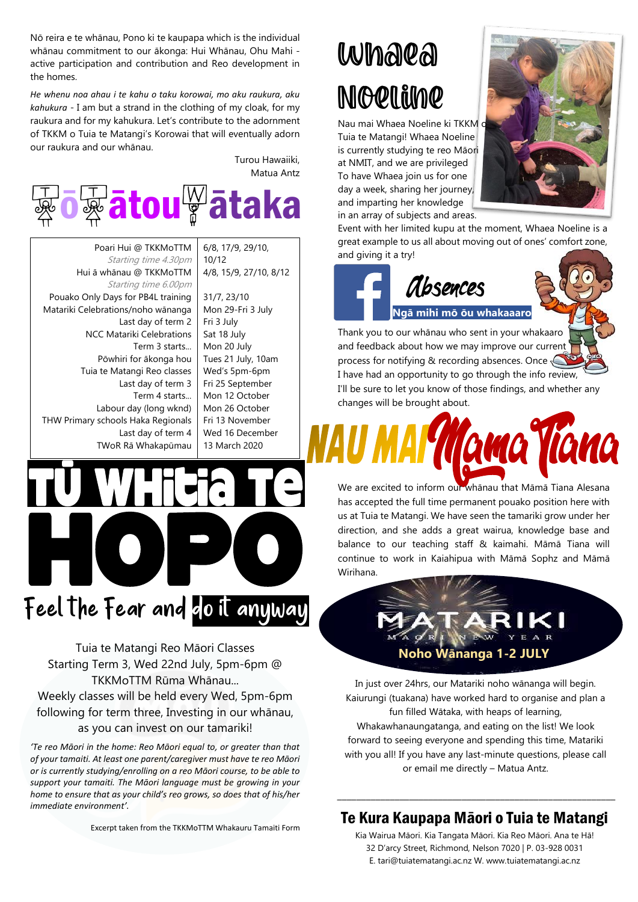Nō reira e te whānau, Pono ki te kaupapa which is the individual whānau commitment to our ākonga: Hui Whānau, Ohu Mahi - active participation and contribution and Reo development in the homes.

*He whenu noa ahau i te kahu o taku korowai, mo aku raukura, aku kahukura* - I am but a strand in the clothing of my cloak, for my raukura and for my kahukura. Let's contribute to the adornment of TKKM o Tuia te Matangi's Korowai that will eventually adorn our raukura and our whānau.

Turou Hawaiiki,
Matua Antz

## Ō Mātou Wātaka

| | |
|---|---|
| Poari Hui @ TKKMoTTM *Starting time 4.30pm* | 6/8, 17/9, 29/10, 10/12 |
| Hui ā whānau @ TKKMoTTM *Starting time 6.00pm* | 4/8, 15/9, 27/10, 8/12 |
| Pouako Only Days for PB4L training | 31/7, 23/10 |
| Matariki Celebrations/noho wānanga | Mon 29-Fri 3 July |
| Last day of term 2 | Fri 3 July |
| NCC Matariki Celebrations | Sat 18 July |
| Term 3 starts… | Mon 20 July |
| Pōwhiri for ākonga hou | Tues 21 July, 10am |
| Tuia te Matangi Reo classes | Wed's 5pm-6pm |
| Last day of term 3 | Fri 25 September |
| Term 4 starts… | Mon 12 October |
| Labour day (long wknd) | Mon 26 October |
| THW Primary schools Haka Regionals | Fri 13 November |
| Last day of term 4 | Wed 16 December |
| TWoR Rā Whakapūmau | 13 March 2020 |

## TŪ WHitia Te HOPO

### Feel the Fear and do it anyway

Tuia te Matangi Reo Māori Classes
Starting Term 3, Wed 22nd July, 5pm-6pm @ TKKMoTTM Rūma Whānau…
Weekly classes will be held every Wed, 5pm-6pm following for term three, Investing in our whānau, as you can invest on our tamariki!

*'Te reo Māori in the home: Reo Māori equal to, or greater than that of your tamaiti. At least one parent/caregiver must have te reo Māori or is currently studying/enrolling on a reo Māori course, to be able to support your tamaiti. The Māori language must be growing in your home to ensure that as your child's reo grows, so does that of his/her immediate environment'.*

Excerpt taken from the TKKMoTTM Whakauru Tamaiti Form

## Whaea Noeline

Nau mai Whaea Noeline ki TKKM o Tuia te Matangi! Whaea Noeline is currently studying te reo Māori at NMIT, and we are privileged To have Whaea join us for one day a week, sharing her journey, and imparting her knowledge in an array of subjects and areas. Event with her limited kupu at the moment, Whaea Noeline is a great example to us all about moving out of ones' comfort zone, and giving it a try!

## Absences

**Ngā mihi mō ōu whakaaaro**

Thank you to our whānau who sent in your whakaaro and feedback about how we may improve our current process for notifying & recording absences. Once I have had an opportunity to go through the info review, I'll be sure to let you know of those findings, and whether any changes will be brought about.

## NAU MAI Mama Tiana

We are excited to inform our whānau that Māmā Tiana Alesana has accepted the full time permanent pouako position here with us at Tuia te Matangi. We have seen the tamariki grow under her direction, and she adds a great wairua, knowledge base and balance to our teaching staff & kaimahi. Māmā Tiana will continue to work in Kaiahipua with Māmā Sophz and Māmā Wirihana.

## MATARIKI

MAORI NEW YEAR

**Noho Wānanga 1-2 JULY**

In just over 24hrs, our Matariki noho wānanga will begin. Kaiurungi (tuakana) have worked hard to organise and plan a fun filled Wātaka, with heaps of learning, Whakawhanaungatanga, and eating on the list! We look forward to seeing everyone and spending this time, Matariki with you all! If you have any last-minute questions, please call or email me directly – Matua Antz.

---

## Te Kura Kaupapa Māori o Tuia te Matangi

Kia Wairua Māori. Kia Tangata Māori. Kia Reo Māori. Ana te Hā!
32 D'arcy Street, Richmond, Nelson 7020 | P. 03-928 0031
E. tari@tuiatematangi.ac.nz W. www.tuiatematangi.ac.nz